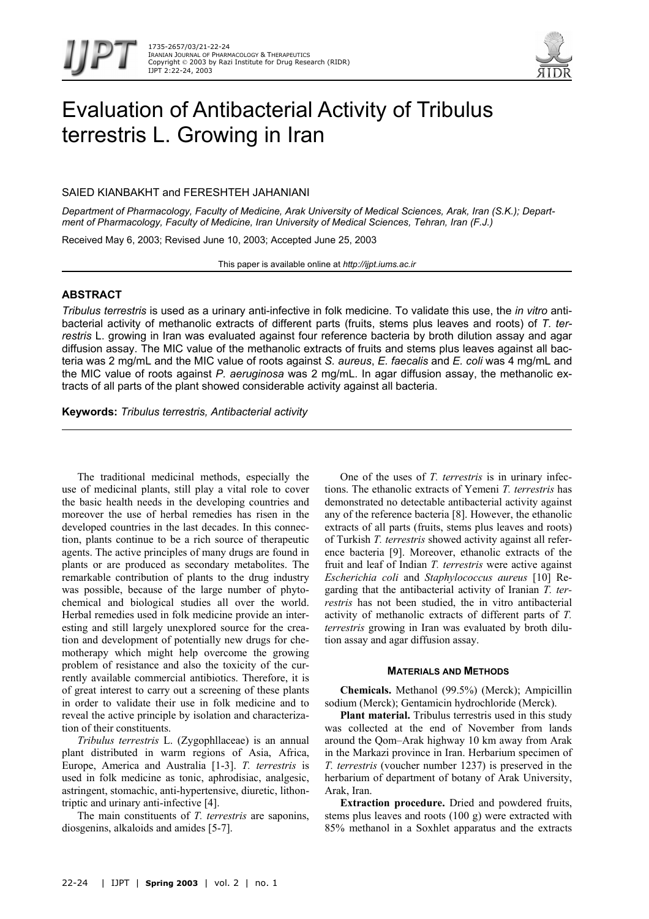# Evaluation of Antibacterial Activity of Tribulus terrestris L. Growing in Iran

SAIED KIANBAKHT and FERESHTEH JAHANIANI

*Department of Pharmacology, Faculty of Medicine, Arak University of Medical Sciences, Arak, Iran (S.K.); Department of Pharmacology, Faculty of Medicine, Iran University of Medical Sciences, Tehran, Iran (F.J.)*

Received May 6, 2003; Revised June 10, 2003; Accepted June 25, 2003

This paper is available online at *http://ijpt.iums.ac.ir*

## ABSTRACT

*Tribulus terrestris* is used as a urinary anti-infective in folk medicine. To validate this use, the *in vitro* antibacterial activity of methanolic extracts of different parts (fruits, stems plus leaves and roots) of *T. terrestris* L. growing in Iran was evaluated against four reference bacteria by broth dilution assay and agar diffusion assay. The MIC value of the methanolic extracts of fruits and stems plus leaves against all bacteria was 2 mg/mL and the MIC value of roots against *S. aureus*, *E. faecalis* and *E. coli* was 4 mg/mL and the MIC value of roots against *P. aeruginosa* was 2 mg/mL. In agar diffusion assay, the methanolic extracts of all parts of the plant showed considerable activity against all bacteria.

**Keywords:** *Tribulus terrestris, Antibacterial activity*

The traditional medicinal methods, especially the use of medicinal plants, still play a vital role to cover the basic health needs in the developing countries and moreover the use of herbal remedies has risen in the developed countries in the last decades. In this connection, plants continue to be a rich source of therapeutic agents. The active principles of many drugs are found in plants or are produced as secondary metabolites. The remarkable contribution of plants to the drug industry was possible, because of the large number of phytochemical and biological studies all over the world. Herbal remedies used in folk medicine provide an interesting and still largely unexplored source for the creation and development of potentially new drugs for chemotherapy which might help overcome the growing problem of resistance and also the toxicity of the currently available commercial antibiotics. Therefore, it is of great interest to carry out a screening of these plants in order to validate their use in folk medicine and to reveal the active principle by isolation and characterization of their constituents.

*Tribulus terrestris* L. (Zygophllaceae) is an annual plant distributed in warm regions of Asia, Africa, Europe, America and Australia [1-3]. *T. terrestris* is used in folk medicine as tonic, aphrodisiac, analgesic, astringent, stomachic, anti-hypertensive, diuretic, lithontriptic and urinary anti-infective [4].

The main constituents of *T. terrestris* are saponins, diosgenins, alkaloids and amides [5-7].

One of the uses of *T. terrestris* is in urinary infections. The ethanolic extracts of Yemeni *T. terrestris* has demonstrated no detectable antibacterial activity against any of the reference bacteria [8]. However, the ethanolic extracts of all parts (fruits, stems plus leaves and roots) of Turkish *T. terrestris* showed activity against all reference bacteria [9]. Moreover, ethanolic extracts of the fruit and leaf of Indian *T. terrestris* were active against *Escherichia coli* and *Staphylococcus aureus* [10] Regarding that the antibacterial activity of Iranian *T. terrestris* has not been studied, the in vitro antibacterial activity of methanolic extracts of different parts of *T. terrestris* growing in Iran was evaluated by broth dilution assay and agar diffusion assay.

## MATERIALS AND METHODS

**Chemicals.** Methanol (99.5%) (Merck); Ampicillin sodium (Merck); Gentamicin hydrochloride (Merck).

**Plant material.** Tribulus terrestris used in this study was collected at the end of November from lands around the Qom–Arak highway 10 km away from Arak in the Markazi province in Iran. Herbarium specimen of *T. terrestris* (voucher number 1237) is preserved in the herbarium of department of botany of Arak University, Arak, Iran.

**Extraction procedure.** Dried and powdered fruits, stems plus leaves and roots (100 g) were extracted with 85% methanol in a Soxhlet apparatus and the extracts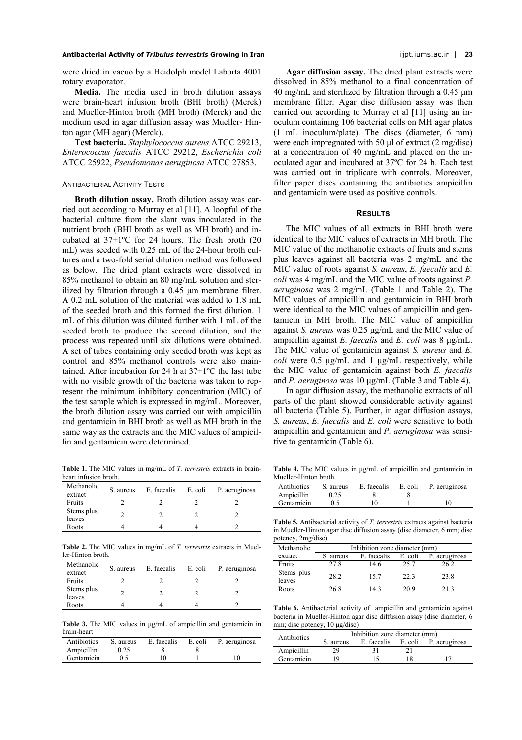were dried in vacuo by a Heidolph model Laborta 4001 rotary evaporator.

**Media.** The media used in broth dilution assays were brain-heart infusion broth (BHI broth) (Merck) and Mueller-Hinton broth (MH broth) (Merck) and the medium used in agar diffusion assay was Mueller- Hinton agar (MH agar) (Merck).

**Test bacteria.** *Staphylococcus aureus* ATCC 29213, *Enterococcus faecalis* ATCC 29212, *Escherichia coli* ATCC 25922, *Pseudomonas aeruginosa* ATCC 27853.

### ANTIBACTERIAL ACTIVITY TESTS

**Broth dilution assay.** Broth dilution assay was carried out according to Murray et al [11]. A loopful of the bacterial culture from the slant was inoculated in the nutrient broth (BHI broth as well as MH broth) and incubated at 37±1ºC for 24 hours. The fresh broth (20 mL) was seeded with 0.25 mL of the 24-hour broth cultures and a two-fold serial dilution method was followed as below. The dried plant extracts were dissolved in 85% methanol to obtain an 80 mg/mL solution and sterilized by filtration through a 0.45 µm membrane filter. A 0.2 mL solution of the material was added to 1.8 mL of the seeded broth and this formed the first dilution. 1 mL of this dilution was diluted further with 1 mL of the seeded broth to produce the second dilution, and the process was repeated until six dilutions were obtained. A set of tubes containing only seeded broth was kept as control and 85% methanol controls were also maintained. After incubation for 24 h at 37±1ºC the last tube with no visible growth of the bacteria was taken to represent the minimum inhibitory concentration (MIC) of the test sample which is expressed in mg/mL. Moreover, the broth dilution assay was carried out with ampicillin and gentamicin in BHI broth as well as MH broth in the same way as the extracts and the MIC values of ampicillin and gentamicin were determined.

**Agar diffusion assay.** The dried plant extracts were dissolved in 85% methanol to a final concentration of 40 mg/mL and sterilized by filtration through a 0.45 µm membrane filter. Agar disc diffusion assay was then carried out according to Murray et al [11] using an inoculum containing 106 bacterial cells on MH agar plates (1 mL inoculum/plate). The discs (diameter, 6 mm) were each impregnated with 50 µl of extract (2 mg/disc) at a concentration of 40 mg/mL and placed on the inoculated agar and incubated at 37ºC for 24 h. Each test was carried out in triplicate with controls. Moreover, filter paper discs containing the antibiotics ampicillin and gentamicin were used as positive controls.

## RESULTS

The MIC values of all extracts in BHI broth were identical to the MIC values of extracts in MH broth. The MIC value of the methanolic extracts of fruits and stems plus leaves against all bacteria was 2 mg/mL and the MIC value of roots against *S. aureus*, *E. faecalis* and *E. coli* was 4 mg/mL and the MIC value of roots against *P. aeruginosa* was 2 mg/mL (Table 1 and Table 2). The MIC values of ampicillin and gentamicin in BHI broth were identical to the MIC values of ampicillin and gentamicin in MH broth. The MIC value of ampicillin against *S. aureus* was 0.25 µg/mL and the MIC value of ampicillin against *E. faecalis* and *E. coli* was 8 µg/mL. The MIC value of gentamicin against *S. aureus* and *E. coli* were 0.5 µg/mL and 1 µg/mL respectively, while the MIC value of gentamicin against both *E. faecalis* and *P. aeruginosa* was 10 µg/mL (Table 3 and Table 4).

In agar diffusion assay, the methanolic extracts of all parts of the plant showed considerable activity against all bacteria (Table 5). Further, in agar diffusion assays, *S. aureus*, *E. faecalis* and *E. coli* were sensitive to both ampicillin and gentamicin and *P. aeruginosa* was sensitive to gentamicin (Table 6).

**Table 1.** The MIC values in mg/mL of *T. terrestris* extracts in brain-heart infusion broth.

| Methanolic extract | S. aureus | E. faecalis | E. coli | P. aeruginosa |
|---|---|---|---|---|
| Fruits | 2 | 2 | 2 | 2 |
| Stems plus leaves | 2 | 2 | 2 | 2 |
| Roots | 4 | 4 | 4 | 2 |

**Table 2.** The MIC values in mg/mL of *T. terrestris* extracts in Mueller-Hinton broth.

| Methanolic extract | S. aureus | E. faecalis | E. coli | P. aeruginosa |
|---|---|---|---|---|
| Fruits | 2 | 2 | 2 | 2 |
| Stems plus leaves | 2 | 2 | 2 | 2 |
| Roots | 4 | 4 | 4 | 2 |

**Table 3.** The MIC values in µg/mL of ampicillin and gentamicin in brain-heart

| Antibiotics | S. aureus | E. faecalis | E. coli | P. aeruginosa |
|---|---|---|---|---|
| Ampicillin | 0.25 | 8 | 8 | |
| Gentamicin | 0.5 | 10 | 1 | 10 |

**Table 4.** The MIC values in µg/mL of ampicillin and gentamicin in Mueller-Hinton broth.

| Antibiotics | S. aureus | E. faecalis | E. coli | P. aeruginosa |
|---|---|---|---|---|
| Ampicillin | 0.25 | 8 | 8 | |
| Gentamicin | 0.5 | 10 | 1 | 10 |

**Table 5.** Antibacterial activity of *T. terrestris* extracts against bacteria in Mueller-Hinton agar disc diffusion assay (disc diameter, 6 mm; disc potency, 2mg/disc).

| Methanolic extract | Inhibition zone diameter (mm) | | | |
|---|---|---|---|---|
| | S. aureus | E. faecalis | E. coli | P. aeruginosa |
| Fruits | 27.8 | 14.6 | 25.7 | 26.2 |
| Stems plus leaves | 28.2 | 15.7 | 22.3 | 23.8 |
| Roots | 26.8 | 14.3 | 20.9 | 21.3 |

**Table 6.** Antibacterial activity of ampicillin and gentamicin against bacteria in Mueller-Hinton agar disc diffusion assay (disc diameter, 6 mm; disc potency, 10 µg/disc)

| Antibiotics | Inhibition zone diameter (mm) | | | |
|---|---|---|---|---|
| | S. aureus | E. faecalis | E. coli | P. aeruginosa |
| Ampicillin | 29 | 31 | 21 | |
| Gentamicin | 19 | 15 | 18 | 17 |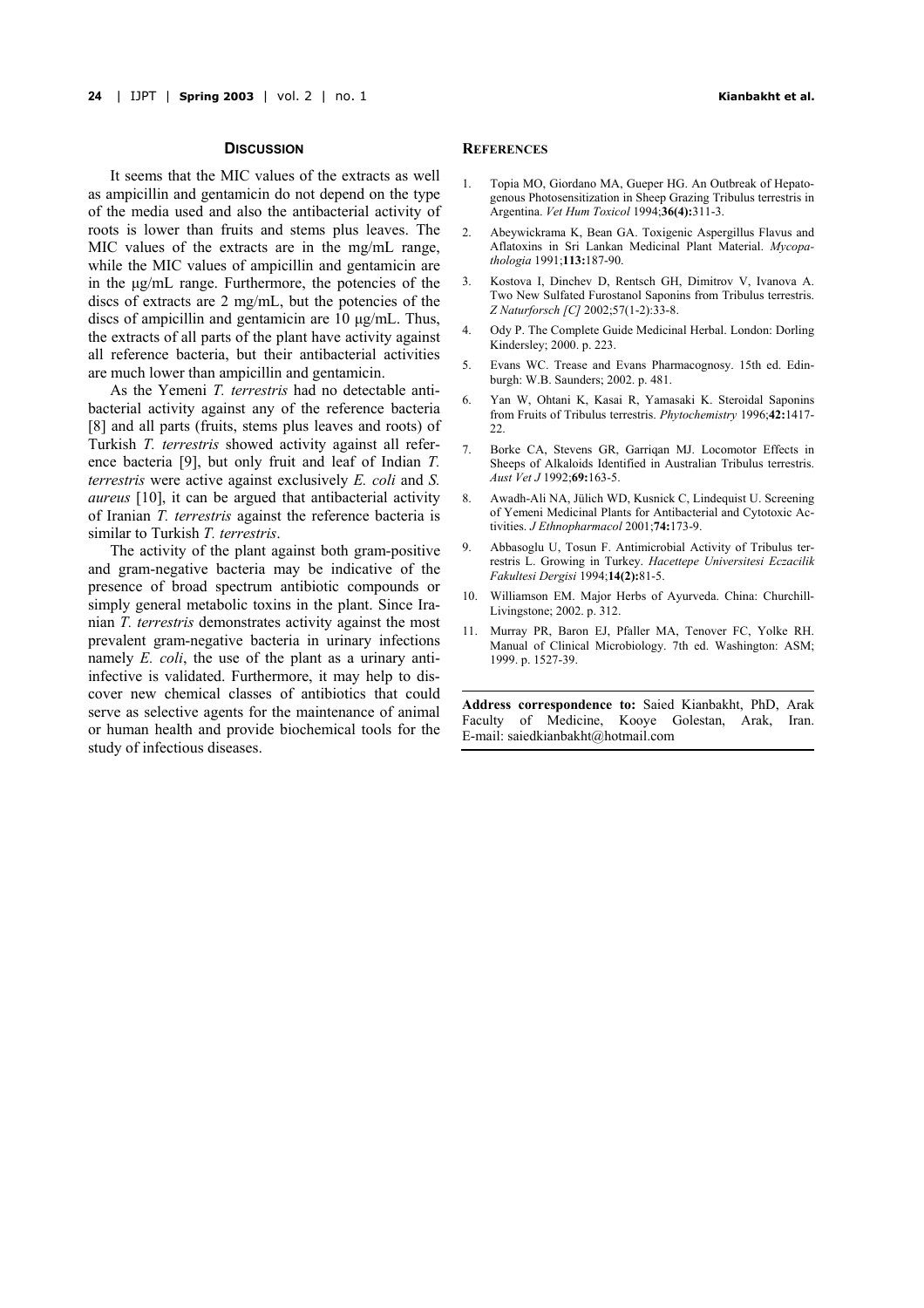## Discussion

It seems that the MIC values of the extracts as well as ampicillin and gentamicin do not depend on the type of the media used and also the antibacterial activity of roots is lower than fruits and stems plus leaves. The MIC values of the extracts are in the mg/mL range, while the MIC values of ampicillin and gentamicin are in the µg/mL range. Furthermore, the potencies of the discs of extracts are 2 mg/mL, but the potencies of the discs of ampicillin and gentamicin are 10 µg/mL. Thus, the extracts of all parts of the plant have activity against all reference bacteria, but their antibacterial activities are much lower than ampicillin and gentamicin.

As the Yemeni *T. terrestris* had no detectable antibacterial activity against any of the reference bacteria [8] and all parts (fruits, stems plus leaves and roots) of Turkish *T. terrestris* showed activity against all reference bacteria [9], but only fruit and leaf of Indian *T. terrestris* were active against exclusively *E. coli* and *S. aureus* [10], it can be argued that antibacterial activity of Iranian *T. terrestris* against the reference bacteria is similar to Turkish *T. terrestris*.

The activity of the plant against both gram-positive and gram-negative bacteria may be indicative of the presence of broad spectrum antibiotic compounds or simply general metabolic toxins in the plant. Since Iranian *T. terrestris* demonstrates activity against the most prevalent gram-negative bacteria in urinary infections namely *E. coli*, the use of the plant as a urinary anti-infective is validated. Furthermore, it may help to discover new chemical classes of antibiotics that could serve as selective agents for the maintenance of animal or human health and provide biochemical tools for the study of infectious diseases.

## References

1. Topia MO, Giordano MA, Gueper HG. An Outbreak of Hepatogenous Photosensitization in Sheep Grazing Tribulus terrestris in Argentina. *Vet Hum Toxicol* 1994;**36(4):**311-3.
2. Abeywickrama K, Bean GA. Toxigenic Aspergillus Flavus and Aflatoxins in Sri Lankan Medicinal Plant Material. *Mycopathologia* 1991;**113:**187-90.
3. Kostova I, Dinchev D, Rentsch GH, Dimitrov V, Ivanova A. Two New Sulfated Furostanol Saponins from Tribulus terrestris. *Z Naturforsch [C]* 2002;57(1-2):33-8.
4. Ody P. The Complete Guide Medicinal Herbal. London: Dorling Kindersley; 2000. p. 223.
5. Evans WC. Trease and Evans Pharmacognosy. 15th ed. Edinburgh: W.B. Saunders; 2002. p. 481.
6. Yan W, Ohtani K, Kasai R, Yamasaki K. Steroidal Saponins from Fruits of Tribulus terrestris. *Phytochemistry* 1996;**42:**1417-22.
7. Borke CA, Stevens GR, Garriqan MJ. Locomotor Effects in Sheeps of Alkaloids Identified in Australian Tribulus terrestris. *Aust Vet J* 1992;**69:**163-5.
8. Awadh-Ali NA, Jülich WD, Kusnick C, Lindequist U. Screening of Yemeni Medicinal Plants for Antibacterial and Cytotoxic Activities. *J Ethnopharmacol* 2001;**74:**173-9.
9. Abbasoglu U, Tosun F. Antimicrobial Activity of Tribulus terrestris L. Growing in Turkey. *Hacettepe Universitesi Eczacilik Fakultesi Dergisi* 1994;**14(2):**81-5.
10. Williamson EM. Major Herbs of Ayurveda. China: Churchill-Livingstone; 2002. p. 312.
11. Murray PR, Baron EJ, Pfaller MA, Tenover FC, Yolke RH. Manual of Clinical Microbiology. 7th ed. Washington: ASM; 1999. p. 1527-39.

**Address correspondence to:** Saied Kianbakht, PhD, Arak Faculty of Medicine, Kooye Golestan, Arak, Iran. E-mail: saiedkianbakht@hotmail.com